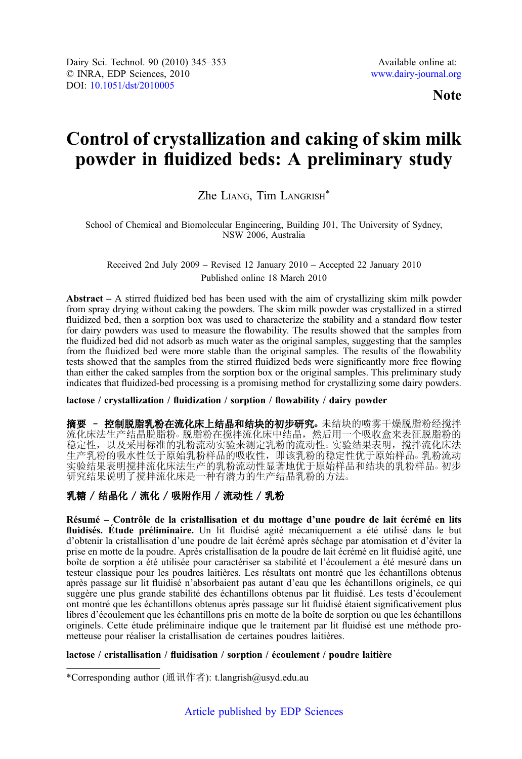Dairy Sci. Technol. 90 (2010) 345–353
© INRA, EDP Sciences, 2010
DOI: 10.1051/dst/2010005

Available online at:
www.dairy-journal.org

**Note**

# Control of crystallization and caking of skim milk powder in fluidized beds: A preliminary study

Zhe Liang, Tim Langrish*

School of Chemical and Biomolecular Engineering, Building J01, The University of Sydney, NSW 2006, Australia

Received 2nd July 2009 – Revised 12 January 2010 – Accepted 22 January 2010
Published online 18 March 2010

**Abstract** – A stirred fluidized bed has been used with the aim of crystallizing skim milk powder from spray drying without caking the powders. The skim milk powder was crystallized in a stirred fluidized bed, then a sorption box was used to characterize the stability and a standard flow tester for dairy powders was used to measure the flowability. The results showed that the samples from the fluidized bed did not adsorb as much water as the original samples, suggesting that the samples from the fluidized bed were more stable than the original samples. The results of the flowability tests showed that the samples from the stirred fluidized beds were significantly more free flowing than either the caked samples from the sorption box or the original samples. This preliminary study indicates that fluidized-bed processing is a promising method for crystallizing some dairy powders.

**lactose / crystallization / fluidization / sorption / flowability / dairy powder**

**摘要 – 控制脱脂乳粉在流化床上结晶和结块的初步研究。**未结块的喷雾干燥脱脂粉经搅拌流化床法生产结晶脱脂粉。脱脂粉在搅拌流化床中结晶，然后用一个吸收盒来表征脱脂粉的稳定性，以及采用标准的乳粉流动实验来测定乳粉的流动性。实验结果表明，搅拌流化床法生产乳粉的吸水性低于原始乳粉样品的吸收性，即该乳粉的稳定性优于原始样品。乳粉流动实验结果表明搅拌流化床法生产的乳粉流动性显著地优于原始样品和结块的乳粉样品。初步研究结果说明了搅拌流化床是一种有潜力的生产结晶乳粉的方法。

**乳糖 / 结晶化 / 流化 / 吸附作用 / 流动性 / 乳粉**

**Résumé – Contrôle de la cristallisation et du mottage d'une poudre de lait écrémé en lits fluidisés. Étude préliminaire.** Un lit fluidisé agité mécaniquement a été utilisé dans le but d'obtenir la cristallisation d'une poudre de lait écrémé après séchage par atomisation et d'éviter la prise en motte de la poudre. Après cristallisation de la poudre de lait écrémé en lit fluidisé agité, une boîte de sorption a été utilisée pour caractériser sa stabilité et l'écoulement a été mesuré dans un testeur classique pour les poudres laitières. Les résultats ont montré que les échantillons obtenus après passage sur lit fluidisé n'absorbaient pas autant d'eau que les échantillons originels, ce qui suggère une plus grande stabilité des échantillons obtenus par lit fluidisé. Les tests d'écoulement ont montré que les échantillons obtenus après passage sur lit fluidisé étaient significativement plus libres d'écoulement que les échantillons pris en motte de la boîte de sorption ou que les échantillons originels. Cette étude préliminaire indique que le traitement par lit fluidisé est une méthode prometteuse pour réaliser la cristallisation de certaines poudres laitières.

**lactose / cristallisation / fluidisation / sorption / écoulement / poudre laitière**

*Corresponding author (通讯作者): t.langrish@usyd.edu.au

Article published by EDP Sciences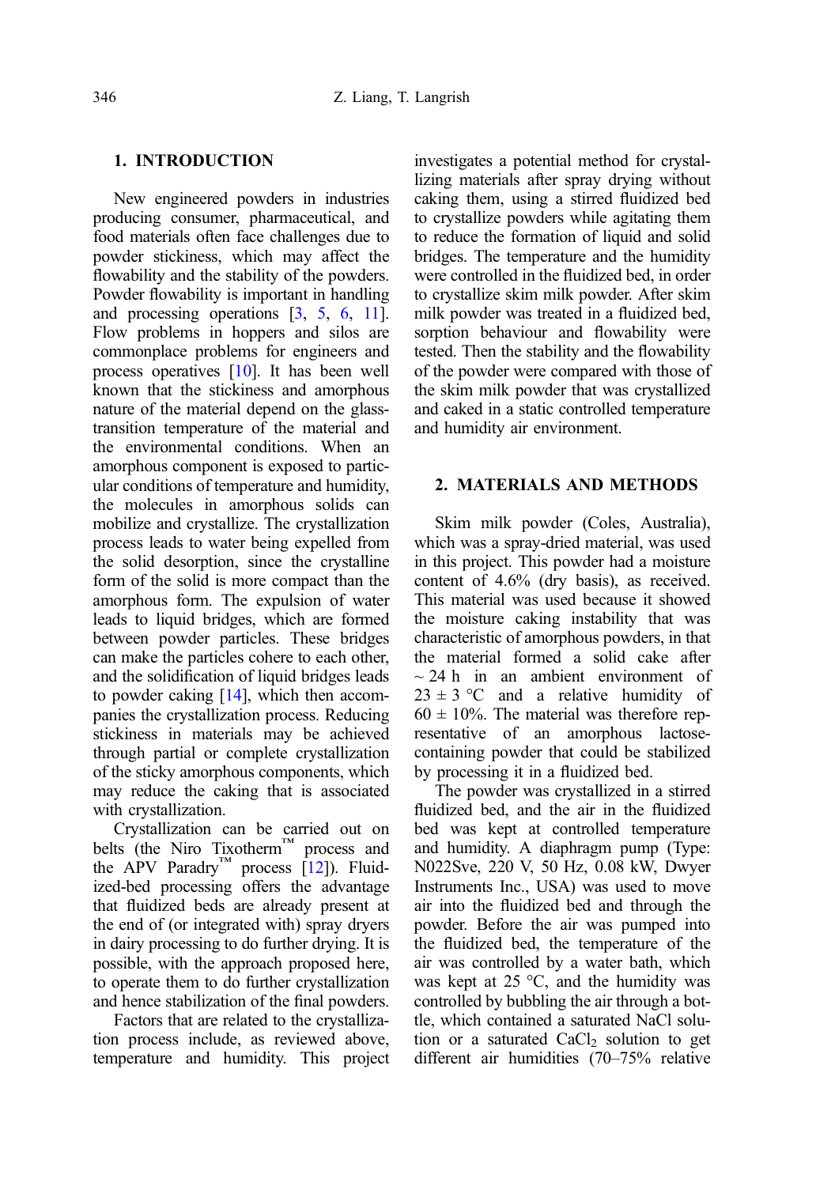## 1. INTRODUCTION

New engineered powders in industries producing consumer, pharmaceutical, and food materials often face challenges due to powder stickiness, which may affect the flowability and the stability of the powders. Powder flowability is important in handling and processing operations [3, 5, 6, 11]. Flow problems in hoppers and silos are commonplace problems for engineers and process operatives [10]. It has been well known that the stickiness and amorphous nature of the material depend on the glass-transition temperature of the material and the environmental conditions. When an amorphous component is exposed to particular conditions of temperature and humidity, the molecules in amorphous solids can mobilize and crystallize. The crystallization process leads to water being expelled from the solid desorption, since the crystalline form of the solid is more compact than the amorphous form. The expulsion of water leads to liquid bridges, which are formed between powder particles. These bridges can make the particles cohere to each other, and the solidification of liquid bridges leads to powder caking [14], which then accompanies the crystallization process. Reducing stickiness in materials may be achieved through partial or complete crystallization of the sticky amorphous components, which may reduce the caking that is associated with crystallization.

Crystallization can be carried out on belts (the Niro Tixotherm™ process and the APV Paradry™ process [12]). Fluidized-bed processing offers the advantage that fluidized beds are already present at the end of (or integrated with) spray dryers in dairy processing to do further drying. It is possible, with the approach proposed here, to operate them to do further crystallization and hence stabilization of the final powders.

Factors that are related to the crystallization process include, as reviewed above, temperature and humidity. This project investigates a potential method for crystallizing materials after spray drying without caking them, using a stirred fluidized bed to crystallize powders while agitating them to reduce the formation of liquid and solid bridges. The temperature and the humidity were controlled in the fluidized bed, in order to crystallize skim milk powder. After skim milk powder was treated in a fluidized bed, sorption behaviour and flowability were tested. Then the stability and the flowability of the powder were compared with those of the skim milk powder that was crystallized and caked in a static controlled temperature and humidity air environment.

## 2. MATERIALS AND METHODS

Skim milk powder (Coles, Australia), which was a spray-dried material, was used in this project. This powder had a moisture content of 4.6% (dry basis), as received. This material was used because it showed the moisture caking instability that was characteristic of amorphous powders, in that the material formed a solid cake after ~ 24 h in an ambient environment of 23 ± 3 °C and a relative humidity of 60 ± 10%. The material was therefore representative of an amorphous lactose-containing powder that could be stabilized by processing it in a fluidized bed.

The powder was crystallized in a stirred fluidized bed, and the air in the fluidized bed was kept at controlled temperature and humidity. A diaphragm pump (Type: N022Sve, 220 V, 50 Hz, 0.08 kW, Dwyer Instruments Inc., USA) was used to move air into the fluidized bed and through the powder. Before the air was pumped into the fluidized bed, the temperature of the air was controlled by a water bath, which was kept at 25 °C, and the humidity was controlled by bubbling the air through a bottle, which contained a saturated NaCl solution or a saturated $CaCl_2$ solution to get different air humidities (70–75% relative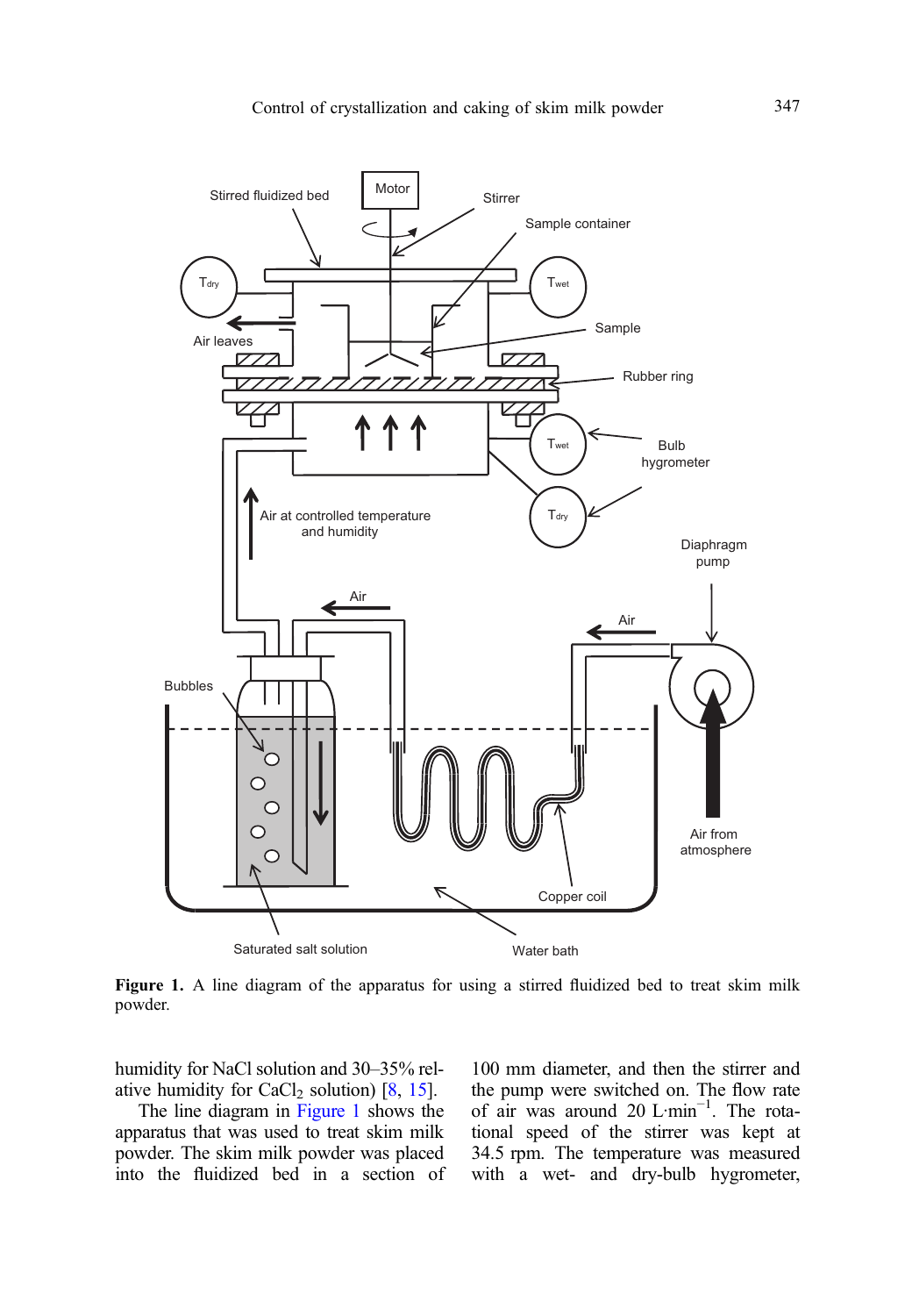Figure 1. A line diagram of the apparatus for using a stirred fluidized bed to treat skim milk powder.

humidity for NaCl solution and 30–35% relative humidity for $CaCl_2$ solution) [8, 15].

The line diagram in Figure 1 shows the apparatus that was used to treat skim milk powder. The skim milk powder was placed into the fluidized bed in a section of 100 mm diameter, and then the stirrer and the pump were switched on. The flow rate of air was around 20 $L{\cdot}min^{-1}$. The rotational speed of the stirrer was kept at 34.5 rpm. The temperature was measured with a wet- and dry-bulb hygrometer,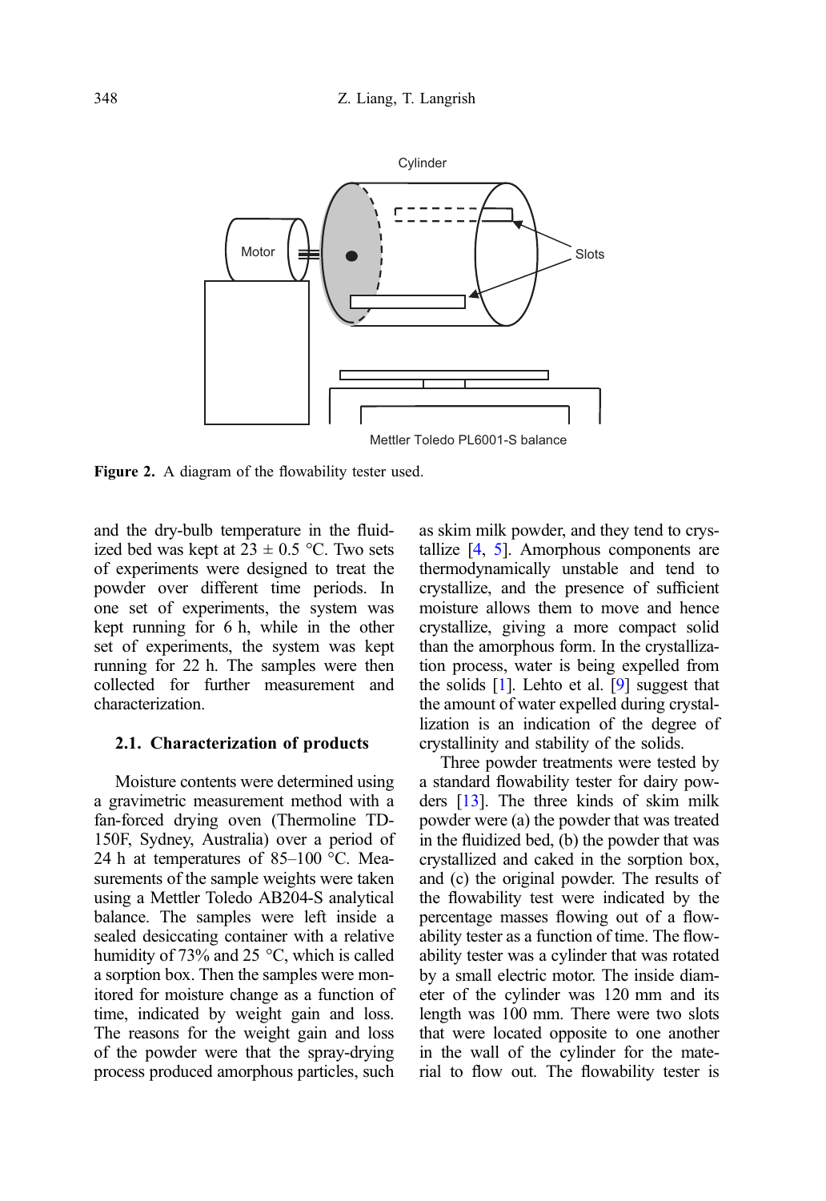**Figure 2.** A diagram of the flowability tester used.

and the dry-bulb temperature in the fluidized bed was kept at 23 ± 0.5 °C. Two sets of experiments were designed to treat the powder over different time periods. In one set of experiments, the system was kept running for 6 h, while in the other set of experiments, the system was kept running for 22 h. The samples were then collected for further measurement and characterization.

### 2.1. Characterization of products

Moisture contents were determined using a gravimetric measurement method with a fan-forced drying oven (Thermoline TD-150F, Sydney, Australia) over a period of 24 h at temperatures of 85–100 °C. Measurements of the sample weights were taken using a Mettler Toledo AB204-S analytical balance. The samples were left inside a sealed desiccating container with a relative humidity of 73% and 25 °C, which is called a sorption box. Then the samples were monitored for moisture change as a function of time, indicated by weight gain and loss. The reasons for the weight gain and loss of the powder were that the spray-drying process produced amorphous particles, such as skim milk powder, and they tend to crystallize [4, 5]. Amorphous components are thermodynamically unstable and tend to crystallize, and the presence of sufficient moisture allows them to move and hence crystallize, giving a more compact solid than the amorphous form. In the crystallization process, water is being expelled from the solids [1]. Lehto et al. [9] suggest that the amount of water expelled during crystallization is an indication of the degree of crystallinity and stability of the solids.

Three powder treatments were tested by a standard flowability tester for dairy powders [13]. The three kinds of skim milk powder were (a) the powder that was treated in the fluidized bed, (b) the powder that was crystallized and caked in the sorption box, and (c) the original powder. The results of the flowability test were indicated by the percentage masses flowing out of a flowability tester as a function of time. The flowability tester was a cylinder that was rotated by a small electric motor. The inside diameter of the cylinder was 120 mm and its length was 100 mm. There were two slots that were located opposite to one another in the wall of the cylinder for the material to flow out. The flowability tester is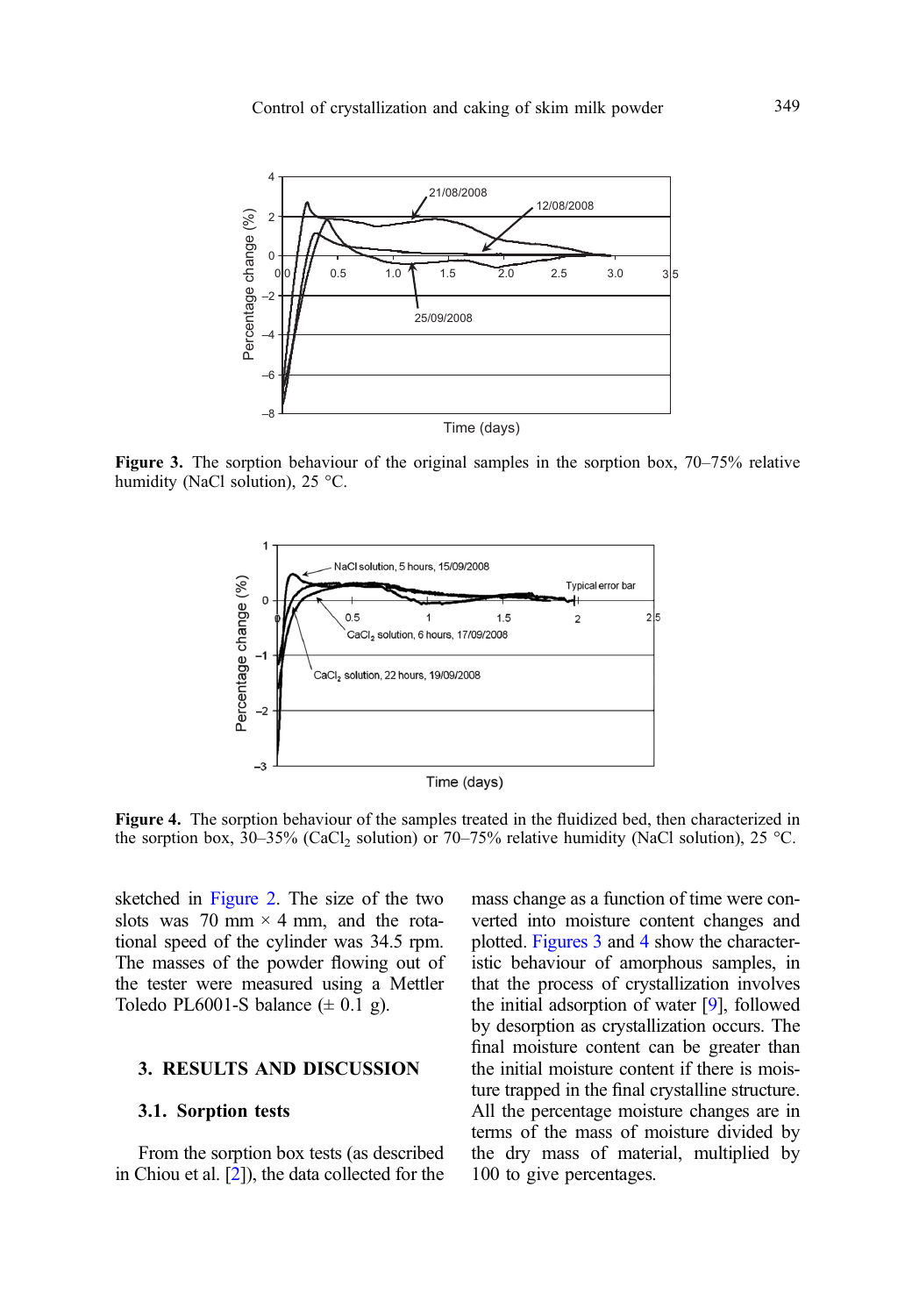**Figure 3.** The sorption behaviour of the original samples in the sorption box, 70–75% relative humidity (NaCl solution), 25 °C.

**Figure 4.** The sorption behaviour of the samples treated in the fluidized bed, then characterized in the sorption box, 30–35% ($CaCl_2$ solution) or 70–75% relative humidity (NaCl solution), 25 °C.

sketched in Figure 2. The size of the two slots was 70 mm × 4 mm, and the rotational speed of the cylinder was 34.5 rpm. The masses of the powder flowing out of the tester were measured using a Mettler Toledo PL6001-S balance (± 0.1 g).

## 3. RESULTS AND DISCUSSION

### 3.1. Sorption tests

From the sorption box tests (as described in Chiou et al. [2]), the data collected for the mass change as a function of time were converted into moisture content changes and plotted. Figures 3 and 4 show the characteristic behaviour of amorphous samples, in that the process of crystallization involves the initial adsorption of water [9], followed by desorption as crystallization occurs. The final moisture content can be greater than the initial moisture content if there is moisture trapped in the final crystalline structure. All the percentage moisture changes are in terms of the mass of moisture divided by the dry mass of material, multiplied by 100 to give percentages.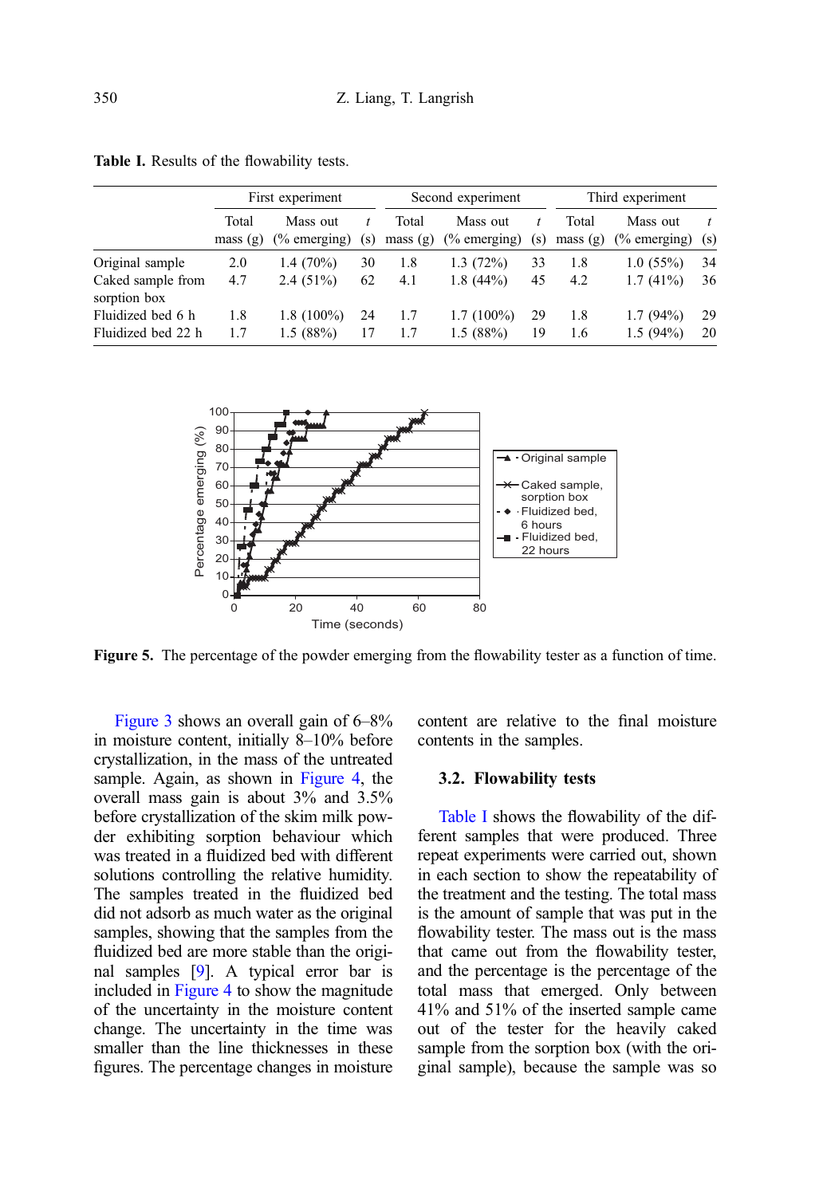**Table I.** Results of the flowability tests.

| | First experiment | | | Second experiment | | | Third experiment | | |
|---|---|---|---|---|---|---|---|---|---|
| | Total mass (g) | Mass out (% emerging) | *t* (s) | Total mass (g) | Mass out (% emerging) | *t* (s) | Total mass (g) | Mass out (% emerging) | *t* (s) |
| Original sample | 2.0 | 1.4 (70%) | 30 | 1.8 | 1.3 (72%) | 33 | 1.8 | 1.0 (55%) | 34 |
| Caked sample from sorption box | 4.7 | 2.4 (51%) | 62 | 4.1 | 1.8 (44%) | 45 | 4.2 | 1.7 (41%) | 36 |
| Fluidized bed 6 h | 1.8 | 1.8 (100%) | 24 | 1.7 | 1.7 (100%) | 29 | 1.8 | 1.7 (94%) | 29 |
| Fluidized bed 22 h | 1.7 | 1.5 (88%) | 17 | 1.7 | 1.5 (88%) | 19 | 1.6 | 1.5 (94%) | 20 |

**Figure 5.** The percentage of the powder emerging from the flowability tester as a function of time.

Figure 3 shows an overall gain of 6–8% in moisture content, initially 8–10% before crystallization, in the mass of the untreated sample. Again, as shown in Figure 4, the overall mass gain is about 3% and 3.5% before crystallization of the skim milk powder exhibiting sorption behaviour which was treated in a fluidized bed with different solutions controlling the relative humidity. The samples treated in the fluidized bed did not adsorb as much water as the original samples, showing that the samples from the fluidized bed are more stable than the original samples [9]. A typical error bar is included in Figure 4 to show the magnitude of the uncertainty in the moisture content change. The uncertainty in the time was smaller than the line thicknesses in these figures. The percentage changes in moisture content are relative to the final moisture contents in the samples.

### 3.2. Flowability tests

Table I shows the flowability of the different samples that were produced. Three repeat experiments were carried out, shown in each section to show the repeatability of the treatment and the testing. The total mass is the amount of sample that was put in the flowability tester. The mass out is the mass that came out from the flowability tester, and the percentage is the percentage of the total mass that emerged. Only between 41% and 51% of the inserted sample came out of the tester for the heavily caked sample from the sorption box (with the original sample), because the sample was so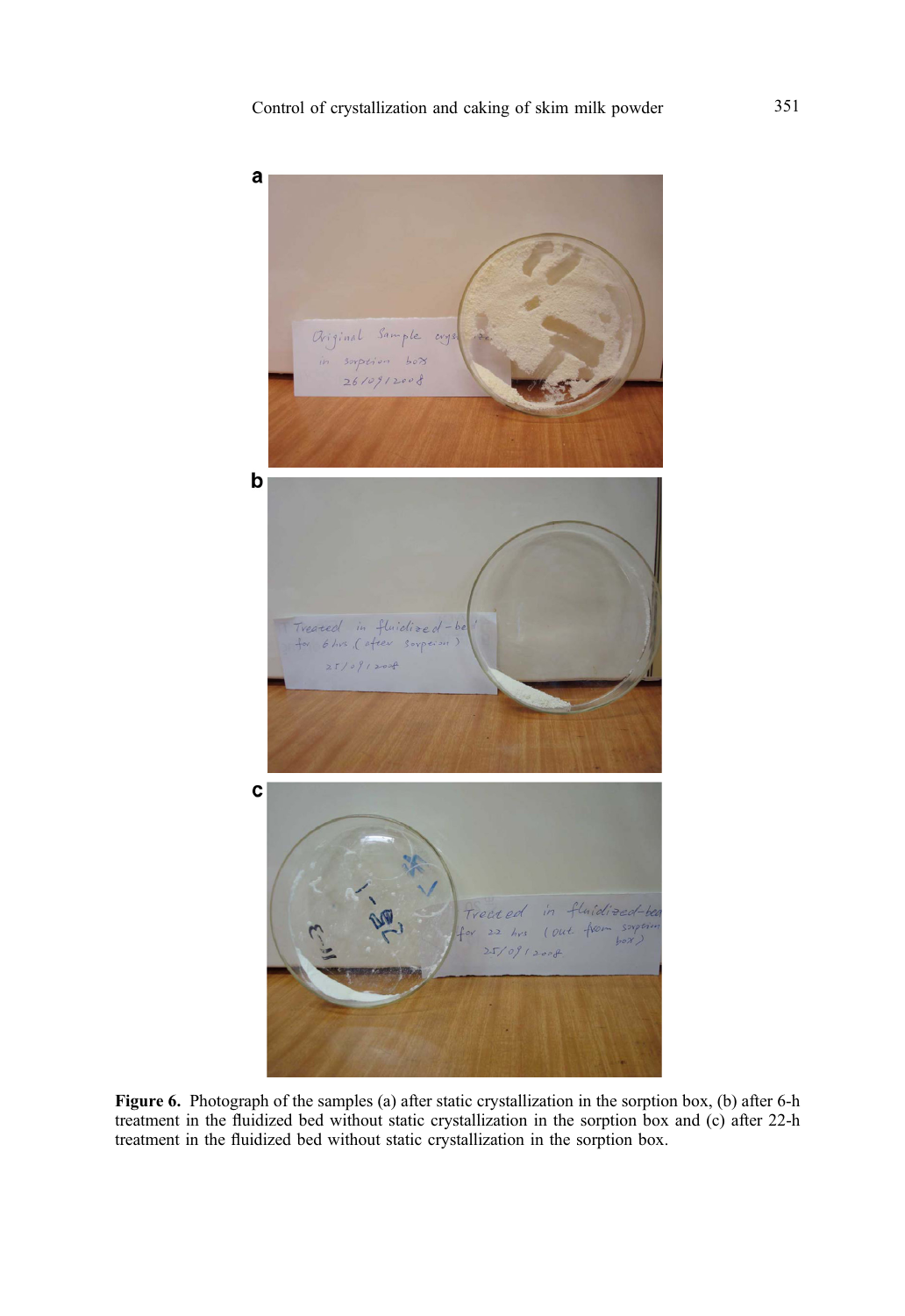**Figure 6.** Photograph of the samples (a) after static crystallization in the sorption box, (b) after 6-h treatment in the fluidized bed without static crystallization in the sorption box and (c) after 22-h treatment in the fluidized bed without static crystallization in the sorption box.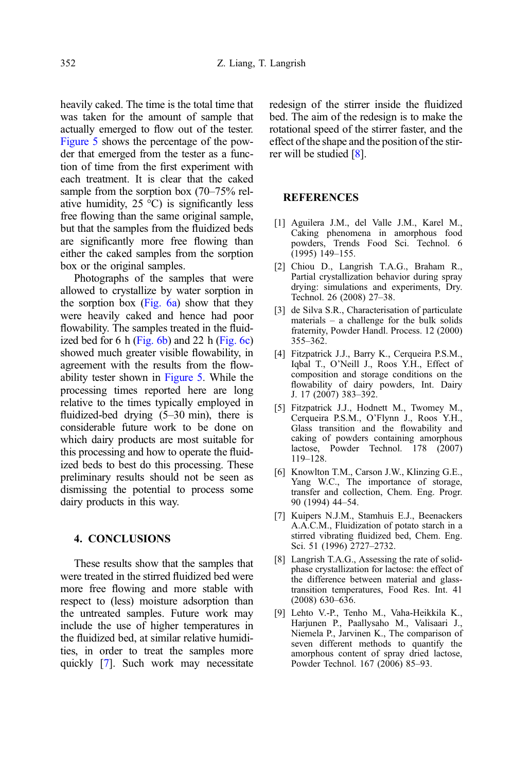heavily caked. The time is the total time that was taken for the amount of sample that actually emerged to flow out of the tester. Figure 5 shows the percentage of the powder that emerged from the tester as a function of time from the first experiment with each treatment. It is clear that the caked sample from the sorption box (70–75% relative humidity, 25 °C) is significantly less free flowing than the same original sample, but that the samples from the fluidized beds are significantly more free flowing than either the caked samples from the sorption box or the original samples.

Photographs of the samples that were allowed to crystallize by water sorption in the sorption box (Fig. 6a) show that they were heavily caked and hence had poor flowability. The samples treated in the fluidized bed for 6 h (Fig. 6b) and 22 h (Fig. 6c) showed much greater visible flowability, in agreement with the results from the flowability tester shown in Figure 5. While the processing times reported here are long relative to the times typically employed in fluidized-bed drying (5–30 min), there is considerable future work to be done on which dairy products are most suitable for this processing and how to operate the fluidized beds to best do this processing. These preliminary results should not be seen as dismissing the potential to process some dairy products in this way.

## 4. CONCLUSIONS

These results show that the samples that were treated in the stirred fluidized bed were more free flowing and more stable with respect to (less) moisture adsorption than the untreated samples. Future work may include the use of higher temperatures in the fluidized bed, at similar relative humidities, in order to treat the samples more quickly [7]. Such work may necessitate redesign of the stirrer inside the fluidized bed. The aim of the redesign is to make the rotational speed of the stirrer faster, and the effect of the shape and the position of the stirrer will be studied [8].

## REFERENCES

[1] Aguilera J.M., del Valle J.M., Karel M., Caking phenomena in amorphous food powders, Trends Food Sci. Technol. 6 (1995) 149–155.

[2] Chiou D., Langrish T.A.G., Braham R., Partial crystallization behavior during spray drying: simulations and experiments, Dry. Technol. 26 (2008) 27–38.

[3] de Silva S.R., Characterisation of particulate materials – a challenge for the bulk solids fraternity, Powder Handl. Process. 12 (2000) 355–362.

[4] Fitzpatrick J.J., Barry K., Cerqueira P.S.M., Iqbal T., O'Neill J., Roos Y.H., Effect of composition and storage conditions on the flowability of dairy powders, Int. Dairy J. 17 (2007) 383–392.

[5] Fitzpatrick J.J., Hodnett M., Twomey M., Cerqueira P.S.M., O'Flynn J., Roos Y.H., Glass transition and the flowability and caking of powders containing amorphous lactose, Powder Technol. 178 (2007) 119–128.

[6] Knowlton T.M., Carson J.W., Klinzing G.E., Yang W.C., The importance of storage, transfer and collection, Chem. Eng. Progr. 90 (1994) 44–54.

[7] Kuipers N.J.M., Stamhuis E.J., Beenackers A.A.C.M., Fluidization of potato starch in a stirred vibrating fluidized bed, Chem. Eng. Sci. 51 (1996) 2727–2732.

[8] Langrish T.A.G., Assessing the rate of solid-phase crystallization for lactose: the effect of the difference between material and glass-transition temperatures, Food Res. Int. 41 (2008) 630–636.

[9] Lehto V.-P., Tenho M., Vaha-Heikkila K., Harjunen P., Paallysaho M., Valisaari J., Niemela P., Jarvinen K., The comparison of seven different methods to quantify the amorphous content of spray dried lactose, Powder Technol. 167 (2006) 85–93.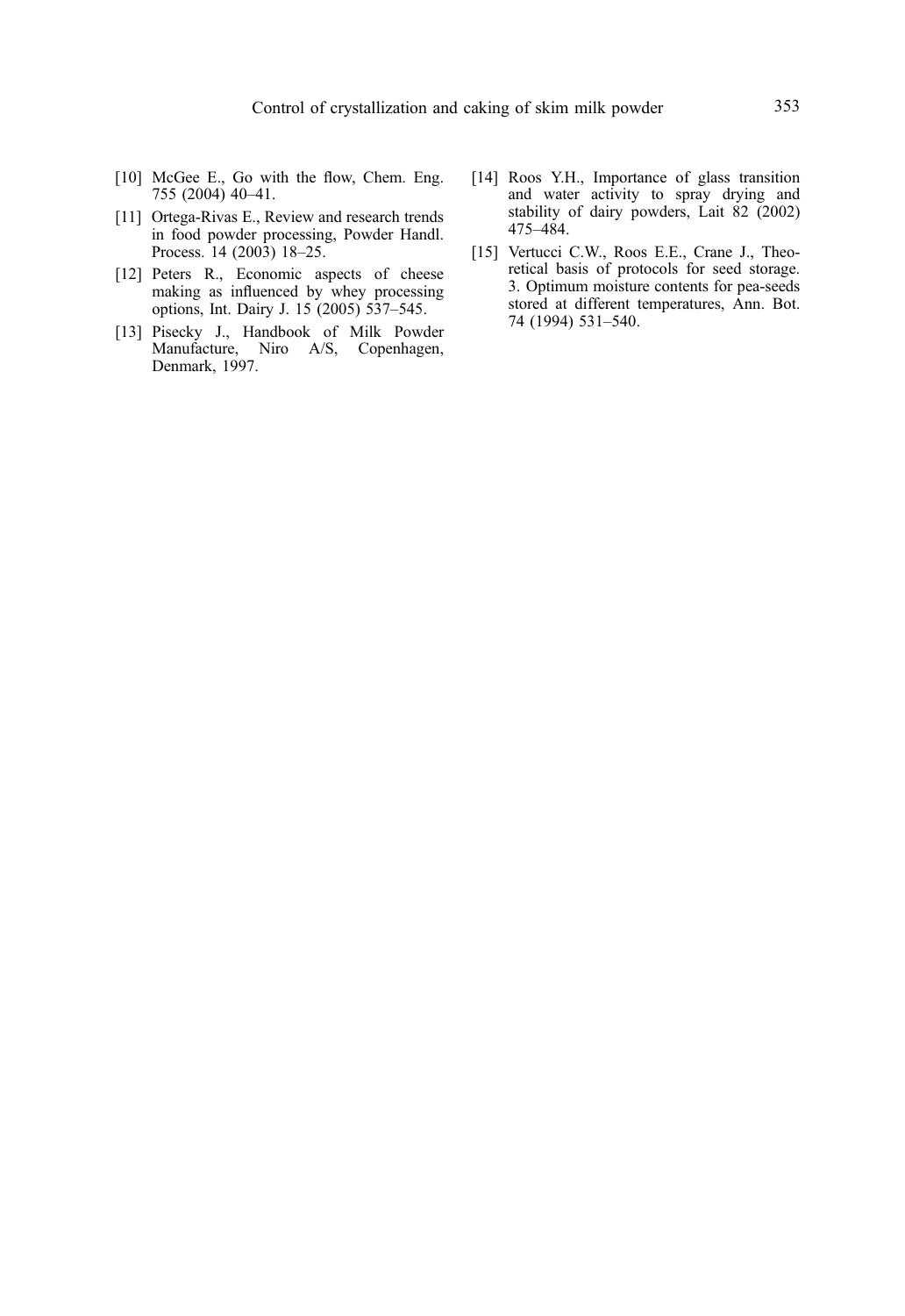[10] McGee E., Go with the flow, Chem. Eng. 755 (2004) 40–41.

[11] Ortega-Rivas E., Review and research trends in food powder processing, Powder Handl. Process. 14 (2003) 18–25.

[12] Peters R., Economic aspects of cheese making as influenced by whey processing options, Int. Dairy J. 15 (2005) 537–545.

[13] Pisecky J., Handbook of Milk Powder Manufacture, Niro A/S, Copenhagen, Denmark, 1997.

[14] Roos Y.H., Importance of glass transition and water activity to spray drying and stability of dairy powders, Lait 82 (2002) 475–484.

[15] Vertucci C.W., Roos E.E., Crane J., Theoretical basis of protocols for seed storage. 3. Optimum moisture contents for pea-seeds stored at different temperatures, Ann. Bot. 74 (1994) 531–540.